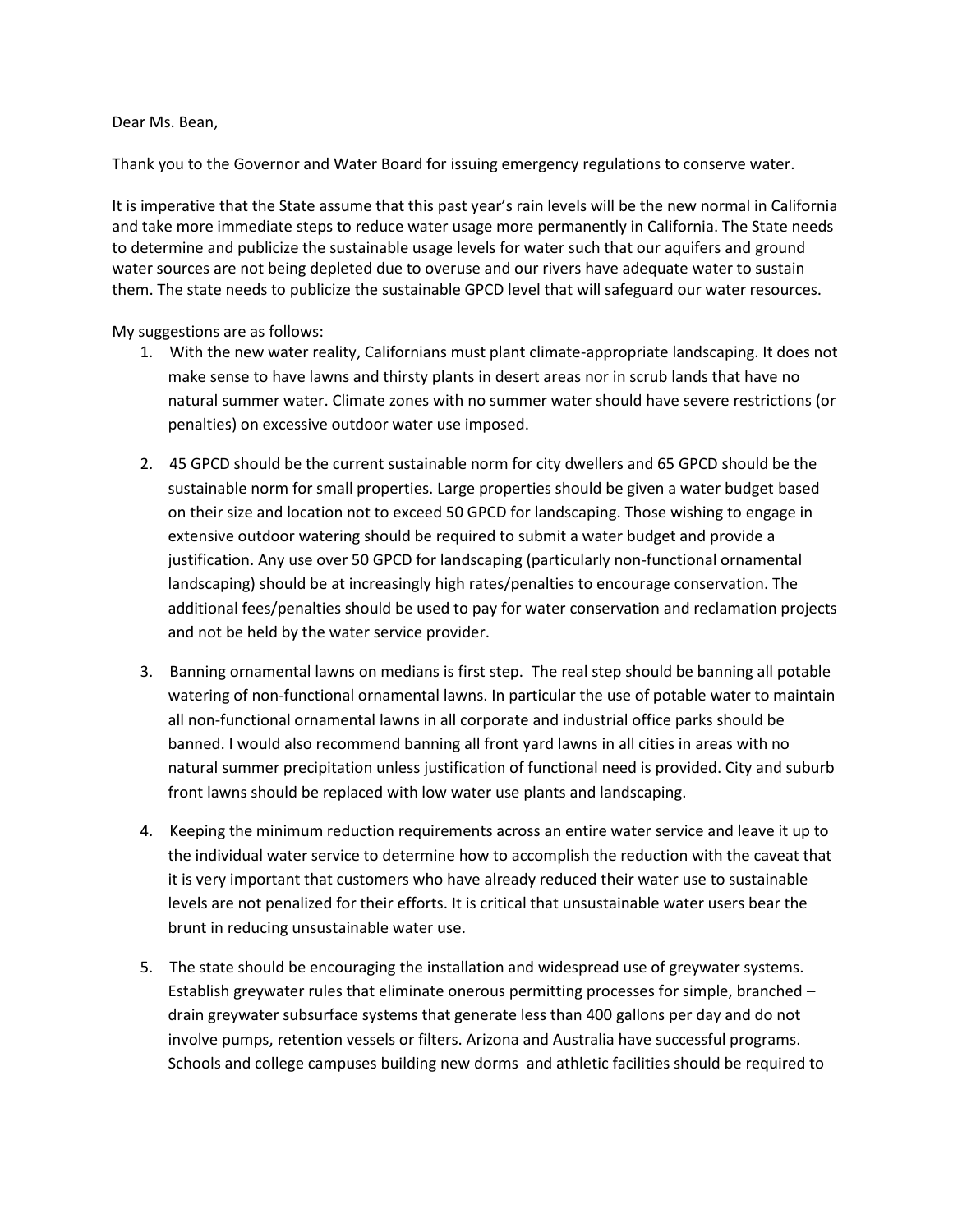Dear Ms. Bean,

Thank you to the Governor and Water Board for issuing emergency regulations to conserve water.

It is imperative that the State assume that this past year's rain levels will be the new normal in California and take more immediate steps to reduce water usage more permanently in California. The State needs to determine and publicize the sustainable usage levels for water such that our aquifers and ground water sources are not being depleted due to overuse and our rivers have adequate water to sustain them. The state needs to publicize the sustainable GPCD level that will safeguard our water resources.

My suggestions are as follows:

1. With the new water reality, Californians must plant climate-appropriate landscaping. It does not make sense to have lawns and thirsty plants in desert areas nor in scrub lands that have no natural summer water. Climate zones with no summer water should have severe restrictions (or penalties) on excessive outdoor water use imposed.

2. 45 GPCD should be the current sustainable norm for city dwellers and 65 GPCD should be the sustainable norm for small properties. Large properties should be given a water budget based on their size and location not to exceed 50 GPCD for landscaping. Those wishing to engage in extensive outdoor watering should be required to submit a water budget and provide a justification. Any use over 50 GPCD for landscaping (particularly non-functional ornamental landscaping) should be at increasingly high rates/penalties to encourage conservation. The additional fees/penalties should be used to pay for water conservation and reclamation projects and not be held by the water service provider.

3. Banning ornamental lawns on medians is first step. The real step should be banning all potable watering of non-functional ornamental lawns. In particular the use of potable water to maintain all non-functional ornamental lawns in all corporate and industrial office parks should be banned. I would also recommend banning all front yard lawns in all cities in areas with no natural summer precipitation unless justification of functional need is provided. City and suburb front lawns should be replaced with low water use plants and landscaping.

4. Keeping the minimum reduction requirements across an entire water service and leave it up to the individual water service to determine how to accomplish the reduction with the caveat that it is very important that customers who have already reduced their water use to sustainable levels are not penalized for their efforts. It is critical that unsustainable water users bear the brunt in reducing unsustainable water use.

5. The state should be encouraging the installation and widespread use of greywater systems. Establish greywater rules that eliminate onerous permitting processes for simple, branched – drain greywater subsurface systems that generate less than 400 gallons per day and do not involve pumps, retention vessels or filters. Arizona and Australia have successful programs. Schools and college campuses building new dorms and athletic facilities should be required to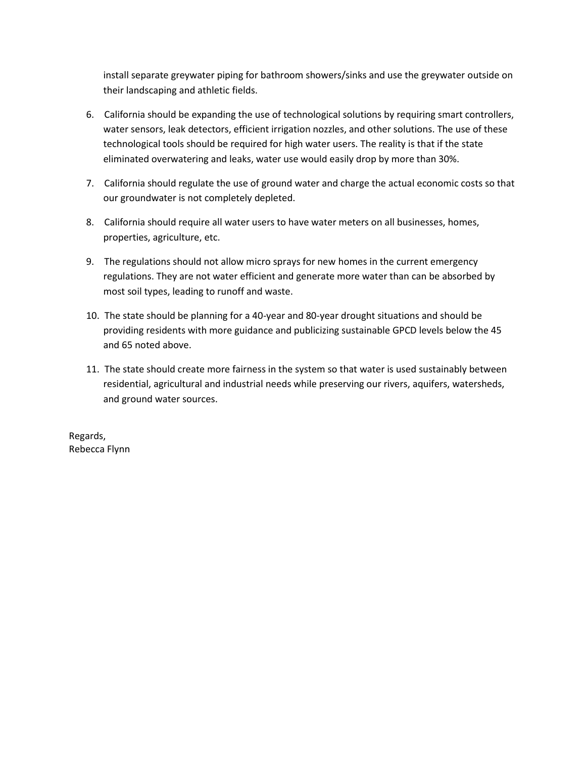install separate greywater piping for bathroom showers/sinks and use the greywater outside on their landscaping and athletic fields.

6. California should be expanding the use of technological solutions by requiring smart controllers, water sensors, leak detectors, efficient irrigation nozzles, and other solutions. The use of these technological tools should be required for high water users. The reality is that if the state eliminated overwatering and leaks, water use would easily drop by more than 30%.

7. California should regulate the use of ground water and charge the actual economic costs so that our groundwater is not completely depleted.

8. California should require all water users to have water meters on all businesses, homes, properties, agriculture, etc.

9. The regulations should not allow micro sprays for new homes in the current emergency regulations. They are not water efficient and generate more water than can be absorbed by most soil types, leading to runoff and waste.

10. The state should be planning for a 40-year and 80-year drought situations and should be providing residents with more guidance and publicizing sustainable GPCD levels below the 45 and 65 noted above.

11. The state should create more fairness in the system so that water is used sustainably between residential, agricultural and industrial needs while preserving our rivers, aquifers, watersheds, and ground water sources.

Regards,
Rebecca Flynn